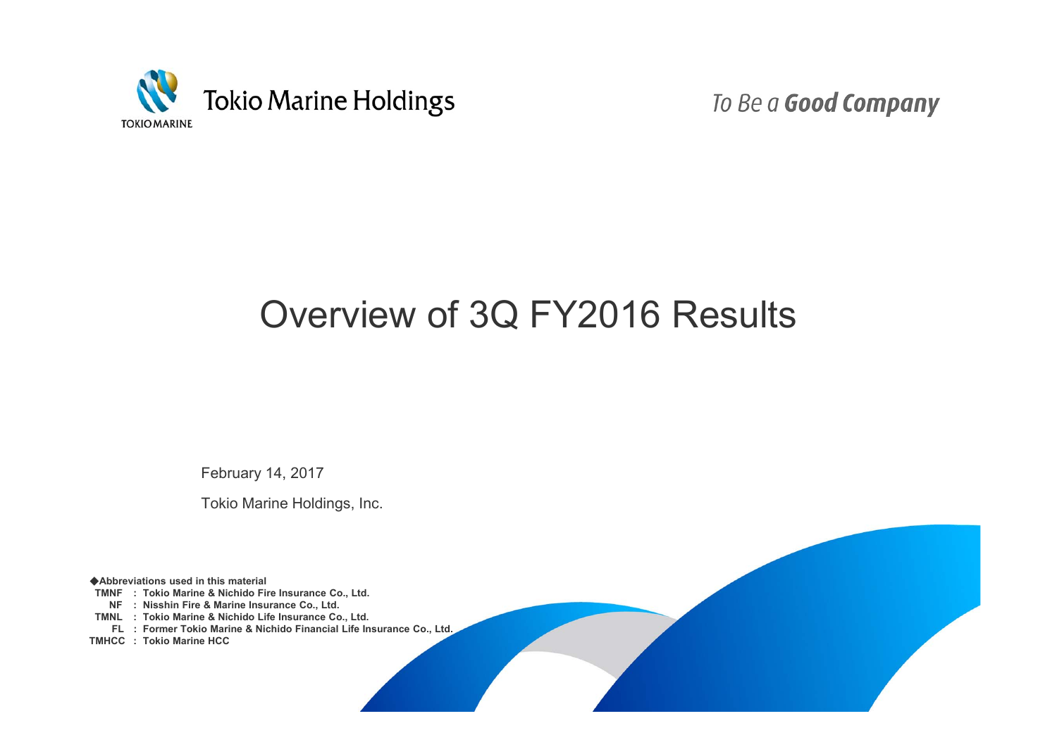Tokio Marine Holdings

To Be a **Good Company**

# Overview of 3Q FY2016 Results

February 14, 2017

Tokio Marine Holdings, Inc.

◆**Abbreviations used in this material**

**TMNF : Tokio Marine & Nichido Fire Insurance Co., Ltd.**
**NF : Nisshin Fire & Marine Insurance Co., Ltd.**
**TMNL : Tokio Marine & Nichido Life Insurance Co., Ltd.**
**FL : Former Tokio Marine & Nichido Financial Life Insurance Co., Ltd.**
**TMHCC : Tokio Marine HCC**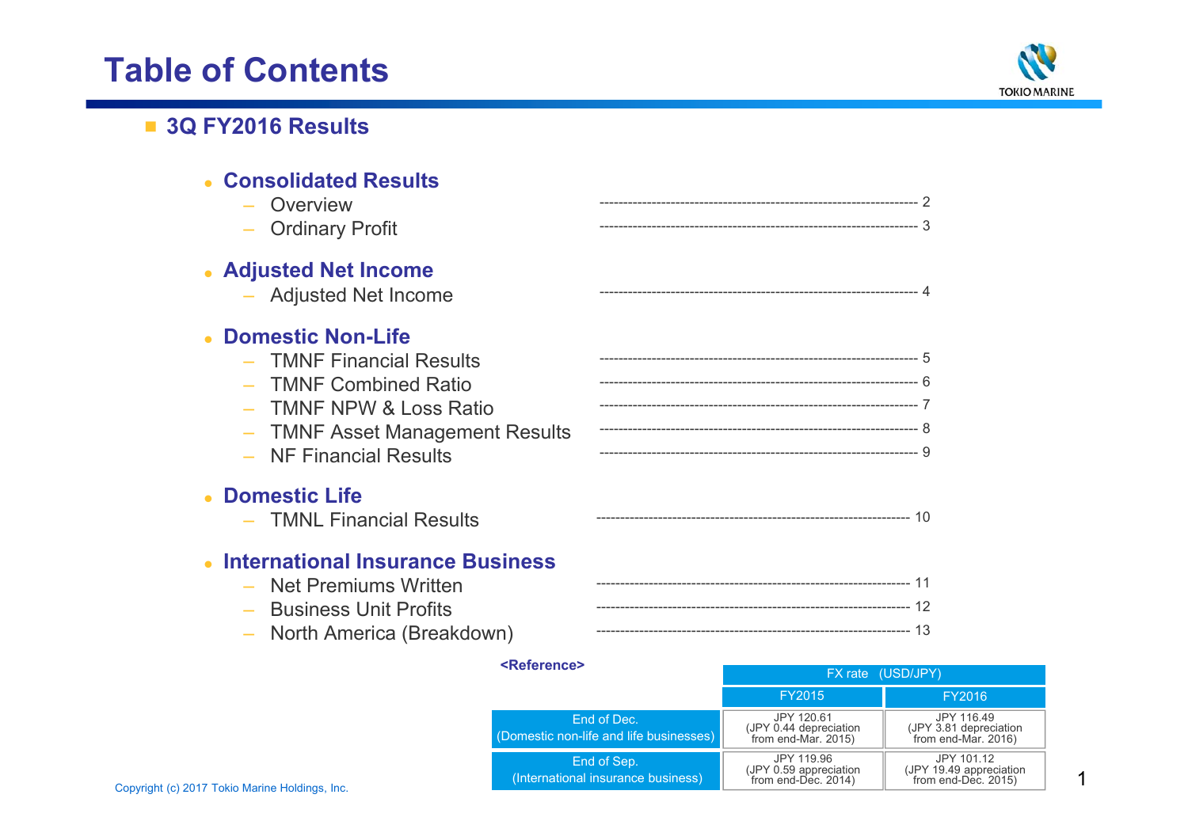# Table of Contents

## 3Q FY2016 Results

- **Consolidated Results**
  - Overview ---------- 2
  - Ordinary Profit ---------- 3
- **Adjusted Net Income**
  - Adjusted Net Income ---------- 4
- **Domestic Non-Life**
  - TMNF Financial Results ---------- 5
  - TMNF Combined Ratio ---------- 6
  - TMNF NPW & Loss Ratio ---------- 7
  - TMNF Asset Management Results ---------- 8
  - NF Financial Results ---------- 9
- **Domestic Life**
  - TMNL Financial Results ---------- 10
- **International Insurance Business**
  - Net Premiums Written ---------- 11
  - Business Unit Profits ---------- 12
  - North America (Breakdown) ---------- 13

**<Reference>**

| | FX rate (USD/JPY) | |
|---|---|---|
| | FY2015 | FY2016 |
| End of Dec. (Domestic non-life and life businesses) | JPY 120.61 (JPY 0.44 depreciation from end-Mar. 2015) | JPY 116.49 (JPY 3.81 depreciation from end-Mar. 2016) |
| End of Sep. (International insurance business) | JPY 119.96 (JPY 0.59 appreciation from end-Dec. 2014) | JPY 101.12 (JPY 19.49 appreciation from end-Dec. 2015) |

Copyright (c) 2017 Tokio Marine Holdings, Inc.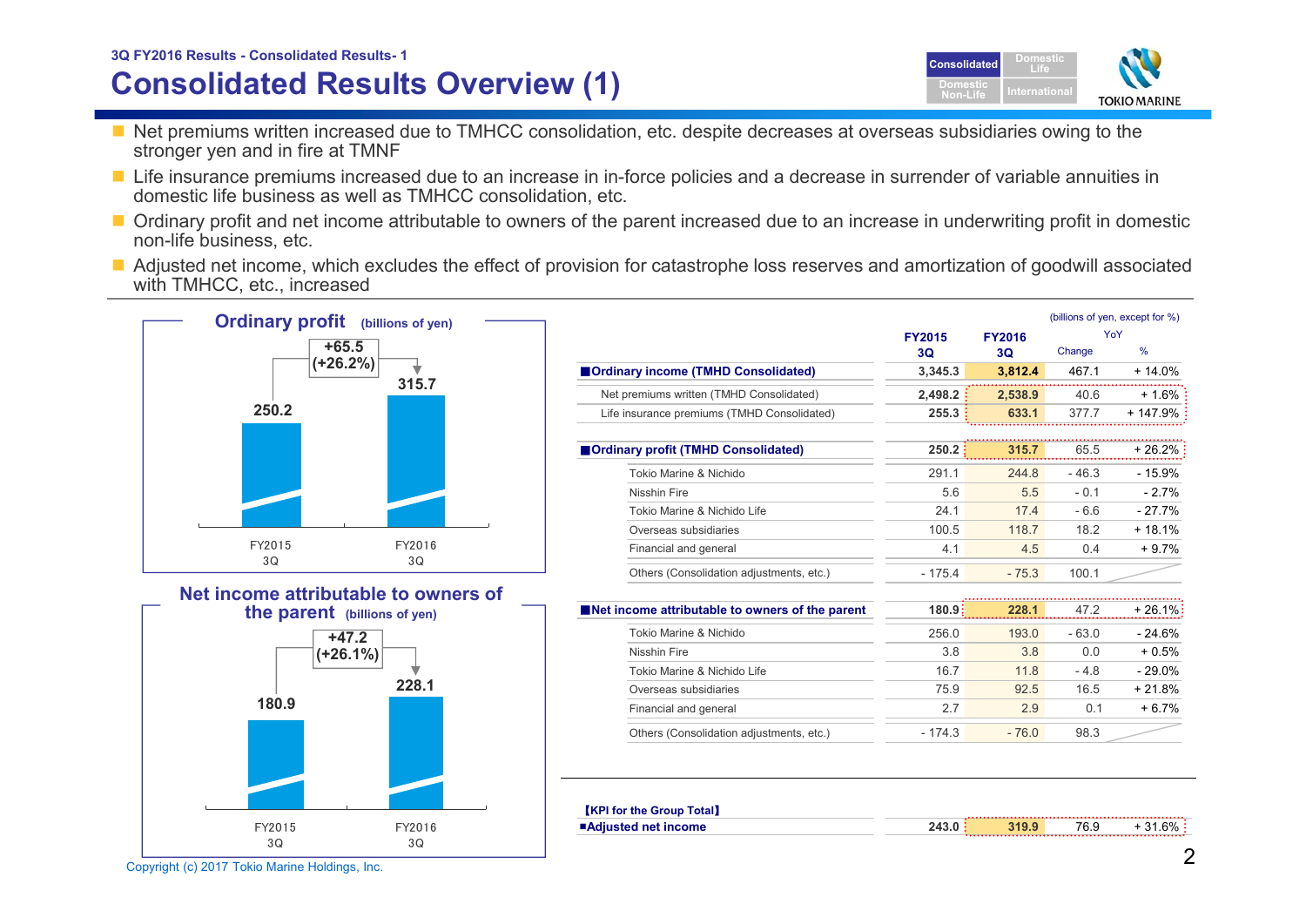3Q FY2016 Results - Consolidated Results- 1

# Consolidated Results Overview (1)

- Net premiums written increased due to TMHCC consolidation, etc. despite decreases at overseas subsidiaries owing to the stronger yen and in fire at TMNF
- Life insurance premiums increased due to an increase in in-force policies and a decrease in surrender of variable annuities in domestic life business as well as TMHCC consolidation, etc.
- Ordinary profit and net income attributable to owners of the parent increased due to an increase in underwriting profit in domestic non-life business, etc.
- Adjusted net income, which excludes the effect of provision for catastrophe loss reserves and amortization of goodwill associated with TMHCC, etc., increased

**Ordinary profit** (billions of yen)

| | FY2015 3Q | FY2016 3Q |
|---|---|---|
| Ordinary profit | 250.2 | 315.7 |

Change: +65.5 (+26.2%)

**Net income attributable to owners of the parent** (billions of yen)

| | FY2015 3Q | FY2016 3Q |
|---|---|---|
| Net income attributable to owners of the parent | 180.9 | 228.1 |

Change: +47.2 (+26.1%)

(billions of yen, except for %)

| | FY2015 3Q | FY2016 3Q | YoY Change | YoY % |
|---|---|---|---|---|
| **Ordinary income (TMHD Consolidated)** | 3,345.3 | 3,812.4 | 467.1 | + 14.0% |
| Net premiums written (TMHD Consolidated) | 2,498.2 | 2,538.9 | 40.6 | + 1.6% |
| Life insurance premiums (TMHD Consolidated) | 255.3 | 633.1 | 377.7 | + 147.9% |
| **Ordinary profit (TMHD Consolidated)** | 250.2 | 315.7 | 65.5 | + 26.2% |
| Tokio Marine & Nichido | 291.1 | 244.8 | - 46.3 | - 15.9% |
| Nisshin Fire | 5.6 | 5.5 | - 0.1 | - 2.7% |
| Tokio Marine & Nichido Life | 24.1 | 17.4 | - 6.6 | - 27.7% |
| Overseas subsidiaries | 100.5 | 118.7 | 18.2 | + 18.1% |
| Financial and general | 4.1 | 4.5 | 0.4 | + 9.7% |
| Others (Consolidation adjustments, etc.) | - 175.4 | - 75.3 | 100.1 | |
| **Net income attributable to owners of the parent** | 180.9 | 228.1 | 47.2 | + 26.1% |
| Tokio Marine & Nichido | 256.0 | 193.0 | - 63.0 | - 24.6% |
| Nisshin Fire | 3.8 | 3.8 | 0.0 | + 0.5% |
| Tokio Marine & Nichido Life | 16.7 | 11.8 | - 4.8 | - 29.0% |
| Overseas subsidiaries | 75.9 | 92.5 | 16.5 | + 21.8% |
| Financial and general | 2.7 | 2.9 | 0.1 | + 6.7% |
| Others (Consolidation adjustments, etc.) | - 174.3 | - 76.0 | 98.3 | |

【KPI for the Group Total】

| | FY2015 3Q | FY2016 3Q | YoY Change | YoY % |
|---|---|---|---|---|
| **Adjusted net income** | 243.0 | 319.9 | 76.9 | + 31.6% |

Copyright (c) 2017 Tokio Marine Holdings, Inc.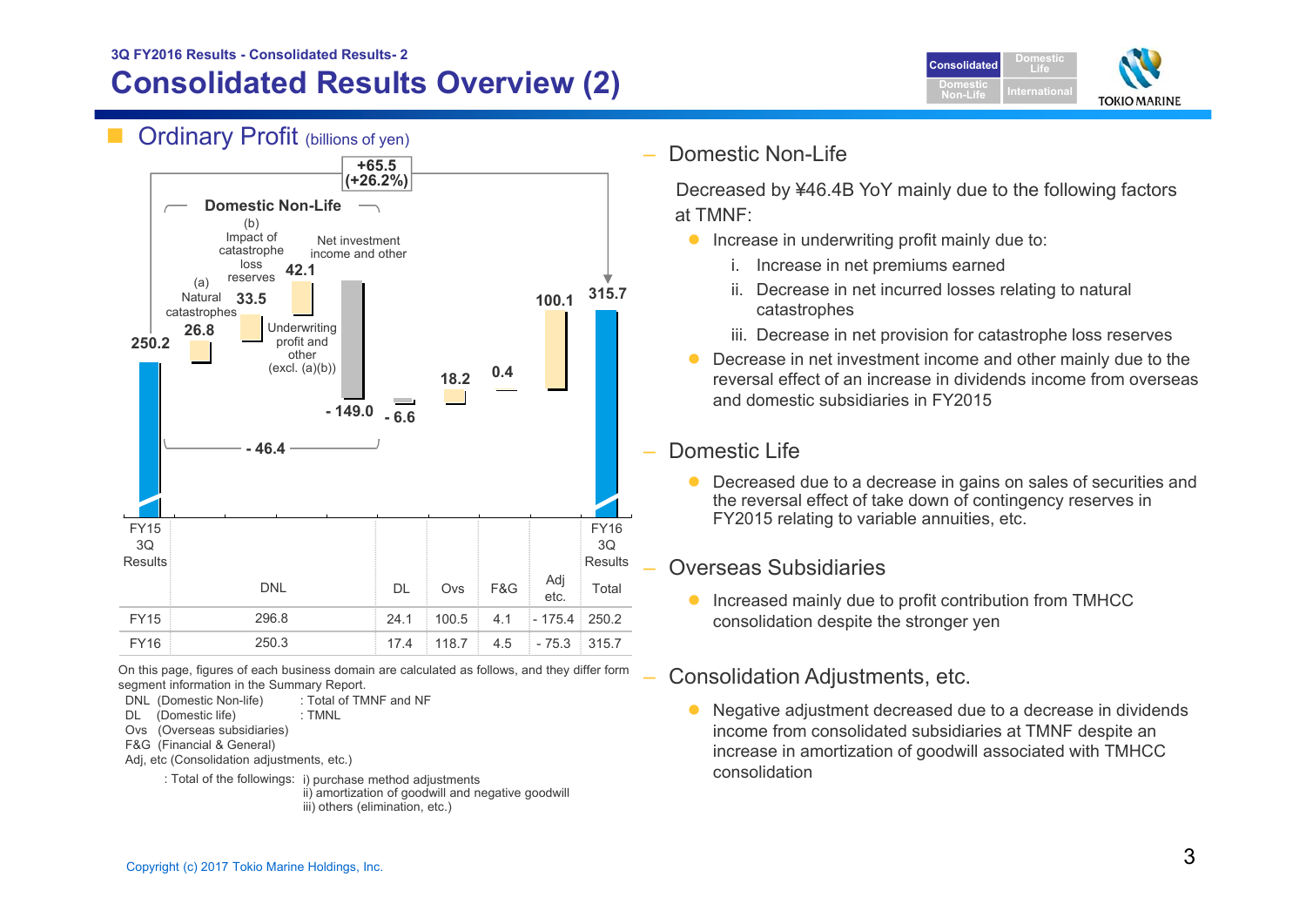3Q FY2016 Results - Consolidated Results- 2

# Consolidated Results Overview (2)

## Ordinary Profit (billions of yen)

+65.5 (+26.2%)

Domestic Non-Life

- FY15 3Q Results: 250.2
- (a) Natural catastrophes: 26.8
- (b) Impact of catastrophe loss reserves: 33.5
- Underwriting profit and other (excl. (a)(b)): 42.1
- Net investment income and other: - 149.0
- Domestic Non-Life total: - 46.4
- DL: - 6.6
- Ovs: 18.2
- F&G: 0.4
- Adj etc.: 100.1
- FY16 3Q Results: 315.7

| | DNL | DL | Ovs | F&G | Adj etc. | Total |
|---|---|---|---|---|---|---|
| FY15 | 296.8 | 24.1 | 100.5 | 4.1 | - 175.4 | 250.2 |
| FY16 | 250.3 | 17.4 | 118.7 | 4.5 | - 75.3 | 315.7 |

On this page, figures of each business domain are calculated as follows, and they differ form segment information in the Summary Report.

- DNL (Domestic Non-life) : Total of TMNF and NF
- DL (Domestic life) : TMNL
- Ovs (Overseas subsidiaries)
- F&G (Financial & General)
- Adj, etc (Consolidation adjustments, etc.)
  : Total of the followings: i) purchase method adjustments
  ii) amortization of goodwill and negative goodwill
  iii) others (elimination, etc.)

### Domestic Non-Life

Decreased by ¥46.4B YoY mainly due to the following factors at TMNF:

- Increase in underwriting profit mainly due to:
  - i. Increase in net premiums earned
  - ii. Decrease in net incurred losses relating to natural catastrophes
  - iii. Decrease in net provision for catastrophe loss reserves
- Decrease in net investment income and other mainly due to the reversal effect of an increase in dividends income from overseas and domestic subsidiaries in FY2015

### Domestic Life

- Decreased due to a decrease in gains on sales of securities and the reversal effect of take down of contingency reserves in FY2015 relating to variable annuities, etc.

### Overseas Subsidiaries

- Increased mainly due to profit contribution from TMHCC consolidation despite the stronger yen

### Consolidation Adjustments, etc.

- Negative adjustment decreased due to a decrease in dividends income from consolidated subsidiaries at TMNF despite an increase in amortization of goodwill associated with TMHCC consolidation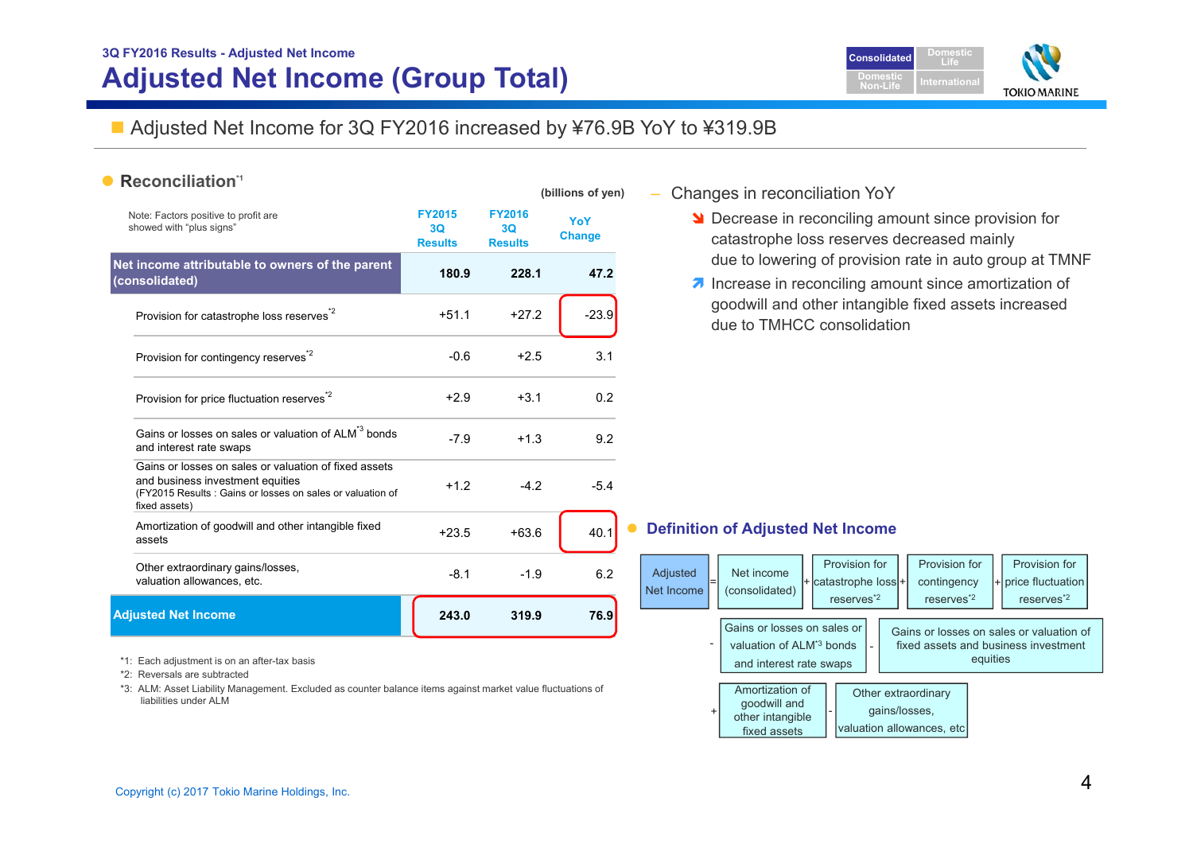3Q FY2016 Results - Adjusted Net Income

# Adjusted Net Income (Group Total)

Consolidated | Domestic Life | Domestic Non-Life | International

- Adjusted Net Income for 3Q FY2016 increased by ¥76.9B YoY to ¥319.9B

## Reconciliation[*1]

(billions of yen)

Note: Factors positive to profit are showed with "plus signs"

| | FY2015 3Q Results | FY2016 3Q Results | YoY Change |
|---|---|---|---|
| **Net income attributable to owners of the parent (consolidated)** | **180.9** | **228.1** | **47.2** |
| Provision for catastrophe loss reserves[*2] | +51.1 | +27.2 | -23.9 |
| Provision for contingency reserves[*2] | -0.6 | +2.5 | 3.1 |
| Provision for price fluctuation reserves[*2] | +2.9 | +3.1 | 0.2 |
| Gains or losses on sales or valuation of ALM[*3] bonds and interest rate swaps | -7.9 | +1.3 | 9.2 |
| Gains or losses on sales or valuation of fixed assets and business investment equities (FY2015 Results : Gains or losses on sales or valuation of fixed assets) | +1.2 | -4.2 | -5.4 |
| Amortization of goodwill and other intangible fixed assets | +23.5 | +63.6 | 40.1 |
| Other extraordinary gains/losses, valuation allowances, etc. | -8.1 | -1.9 | 6.2 |
| **Adjusted Net Income** | **243.0** | **319.9** | **76.9** |

*1: Each adjustment is on an after-tax basis

*2: Reversals are subtracted

*3: ALM: Asset Liability Management. Excluded as counter balance items against market value fluctuations of liabilities under ALM

– Changes in reconciliation YoY

- ↘ Decrease in reconciling amount since provision for catastrophe loss reserves decreased mainly due to lowering of provision rate in auto group at TMNF
- ↗ Increase in reconciling amount since amortization of goodwill and other intangible fixed assets increased due to TMHCC consolidation

## Definition of Adjusted Net Income

Adjusted Net Income = Net income (consolidated) + Provision for catastrophe loss reserves[*2] + Provision for contingency reserves[*2] + Provision for price fluctuation reserves[*2] - Gains or losses on sales or valuation of ALM[*3] bonds and interest rate swaps - Gains or losses on sales or valuation of fixed assets and business investment equities + Amortization of goodwill and other intangible fixed assets - Other extraordinary gains/losses, valuation allowances, etc

Copyright (c) 2017 Tokio Marine Holdings, Inc.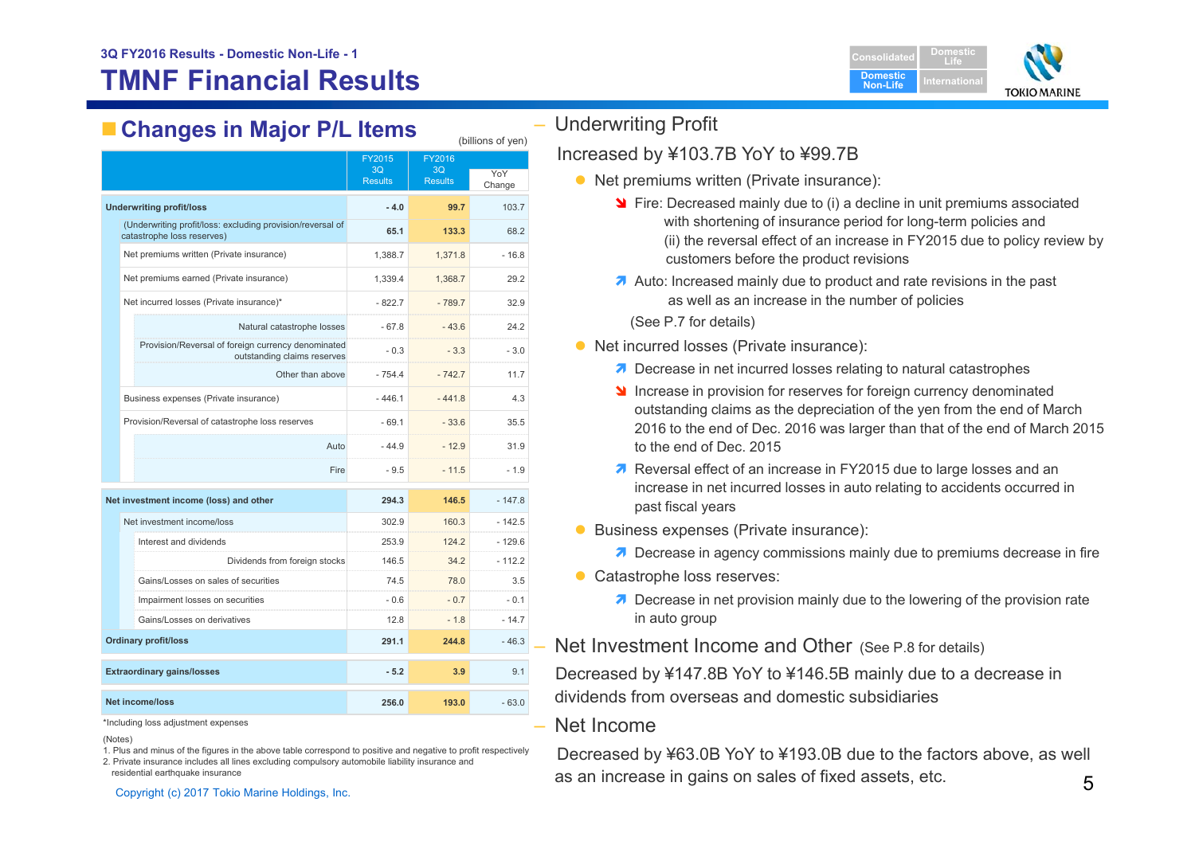3Q FY2016 Results - Domestic Non-Life - 1

# TMNF Financial Results

## Changes in Major P/L Items

(billions of yen)

| | FY2015 3Q Results | FY2016 3Q Results | YoY Change |
|---|---|---|---|
| **Underwriting profit/loss** | - 4.0 | 99.7 | 103.7 |
| (Underwriting profit/loss: excluding provision/reversal of catastrophe loss reserves) | 65.1 | 133.3 | 68.2 |
| Net premiums written (Private insurance) | 1,388.7 | 1,371.8 | - 16.8 |
| Net premiums earned (Private insurance) | 1,339.4 | 1,368.7 | 29.2 |
| Net incurred losses (Private insurance)* | - 822.7 | - 789.7 | 32.9 |
| Natural catastrophe losses | - 67.8 | - 43.6 | 24.2 |
| Provision/Reversal of foreign currency denominated outstanding claims reserves | - 0.3 | - 3.3 | - 3.0 |
| Other than above | - 754.4 | - 742.7 | 11.7 |
| Business expenses (Private insurance) | - 446.1 | - 441.8 | 4.3 |
| Provision/Reversal of catastrophe loss reserves | - 69.1 | - 33.6 | 35.5 |
| Auto | - 44.9 | - 12.9 | 31.9 |
| Fire | - 9.5 | - 11.5 | - 1.9 |
| **Net investment income (loss) and other** | 294.3 | 146.5 | - 147.8 |
| Net investment income/loss | 302.9 | 160.3 | - 142.5 |
| Interest and dividends | 253.9 | 124.2 | - 129.6 |
| Dividends from foreign stocks | 146.5 | 34.2 | - 112.2 |
| Gains/Losses on sales of securities | 74.5 | 78.0 | 3.5 |
| Impairment losses on securities | - 0.6 | - 0.7 | - 0.1 |
| Gains/Losses on derivatives | 12.8 | - 1.8 | - 14.7 |
| **Ordinary profit/loss** | 291.1 | 244.8 | - 46.3 |
| **Extraordinary gains/losses** | - 5.2 | 3.9 | 9.1 |
| **Net income/loss** | 256.0 | 193.0 | - 63.0 |

*Including loss adjustment expenses

(Notes)
1. Plus and minus of the figures in the above table correspond to positive and negative to profit respectively
2. Private insurance includes all lines excluding compulsory automobile liability insurance and residential earthquake insurance

### Underwriting Profit

Increased by ¥103.7B YoY to ¥99.7B

- Net premiums written (Private insurance):
  - ↘ Fire: Decreased mainly due to (i) a decline in unit premiums associated with shortening of insurance period for long-term policies and (ii) the reversal effect of an increase in FY2015 due to policy review by customers before the product revisions
  - ↗ Auto: Increased mainly due to product and rate revisions in the past as well as an increase in the number of policies

  (See P.7 for details)
- Net incurred losses (Private insurance):
  - ↗ Decrease in net incurred losses relating to natural catastrophes
  - ↘ Increase in provision for reserves for foreign currency denominated outstanding claims as the depreciation of the yen from the end of March 2016 to the end of Dec. 2016 was larger than that of the end of March 2015 to the end of Dec. 2015
  - ↗ Reversal effect of an increase in FY2015 due to large losses and an increase in net incurred losses in auto relating to accidents occurred in past fiscal years
- Business expenses (Private insurance):
  - ↗ Decrease in agency commissions mainly due to premiums decrease in fire
- Catastrophe loss reserves:
  - ↗ Decrease in net provision mainly due to the lowering of the provision rate in auto group

### Net Investment Income and Other (See P.8 for details)

Decreased by ¥147.8B YoY to ¥146.5B mainly due to a decrease in dividends from overseas and domestic subsidiaries

### Net Income

Decreased by ¥63.0B YoY to ¥193.0B due to the factors above, as well as an increase in gains on sales of fixed assets, etc.

Copyright (c) 2017 Tokio Marine Holdings, Inc.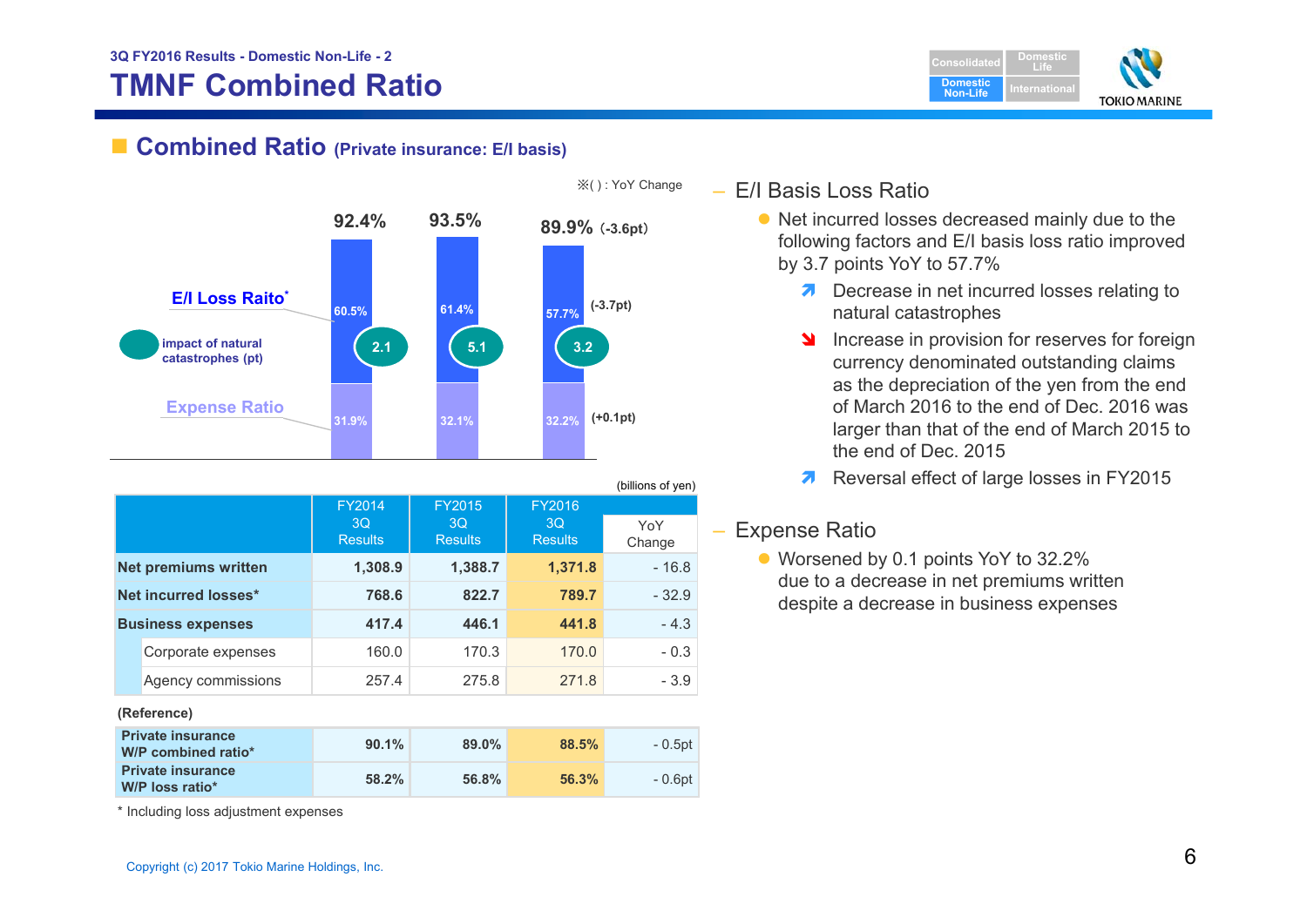3Q FY2016 Results - Domestic Non-Life - 2

# TMNF Combined Ratio

## Combined Ratio (Private insurance: E/I basis)

※( ) : YoY Change

| | FY2014 3Q | FY2015 3Q | FY2016 3Q | YoY Change |
|---|---|---|---|---|
| Combined Ratio | 92.4% | 93.5% | 89.9% | (-3.6pt) |
| E/I Loss Raito* | 60.5% | 61.4% | 57.7% | (-3.7pt) |
| impact of natural catastrophes (pt) | 2.1 | 5.1 | 3.2 | |
| Expense Ratio | 31.9% | 32.1% | 32.2% | (+0.1pt) |

(billions of yen)

| | FY2014 3Q Results | FY2015 3Q Results | FY2016 3Q Results | YoY Change |
|---|---|---|---|---|
| **Net premiums written** | 1,308.9 | 1,388.7 | 1,371.8 | - 16.8 |
| **Net incurred losses*** | 768.6 | 822.7 | 789.7 | - 32.9 |
| **Business expenses** | 417.4 | 446.1 | 441.8 | - 4.3 |
| Corporate expenses | 160.0 | 170.3 | 170.0 | - 0.3 |
| Agency commissions | 257.4 | 275.8 | 271.8 | - 3.9 |

(Reference)

| | FY2014 3Q Results | FY2015 3Q Results | FY2016 3Q Results | YoY Change |
|---|---|---|---|---|
| **Private insurance W/P combined ratio*** | 90.1% | 89.0% | 88.5% | - 0.5pt |
| **Private insurance W/P loss ratio*** | 58.2% | 56.8% | 56.3% | - 0.6pt |

\* Including loss adjustment expenses

### – E/I Basis Loss Ratio

- Net incurred losses decreased mainly due to the following factors and E/I basis loss ratio improved by 3.7 points YoY to 57.7%
  - ↗ Decrease in net incurred losses relating to natural catastrophes
  - ↘ Increase in provision for reserves for foreign currency denominated outstanding claims as the depreciation of the yen from the end of March 2016 to the end of Dec. 2016 was larger than that of the end of March 2015 to the end of Dec. 2015
  - ↗ Reversal effect of large losses in FY2015

### – Expense Ratio

- Worsened by 0.1 points YoY to 32.2% due to a decrease in net premiums written despite a decrease in business expenses

Copyright (c) 2017 Tokio Marine Holdings, Inc.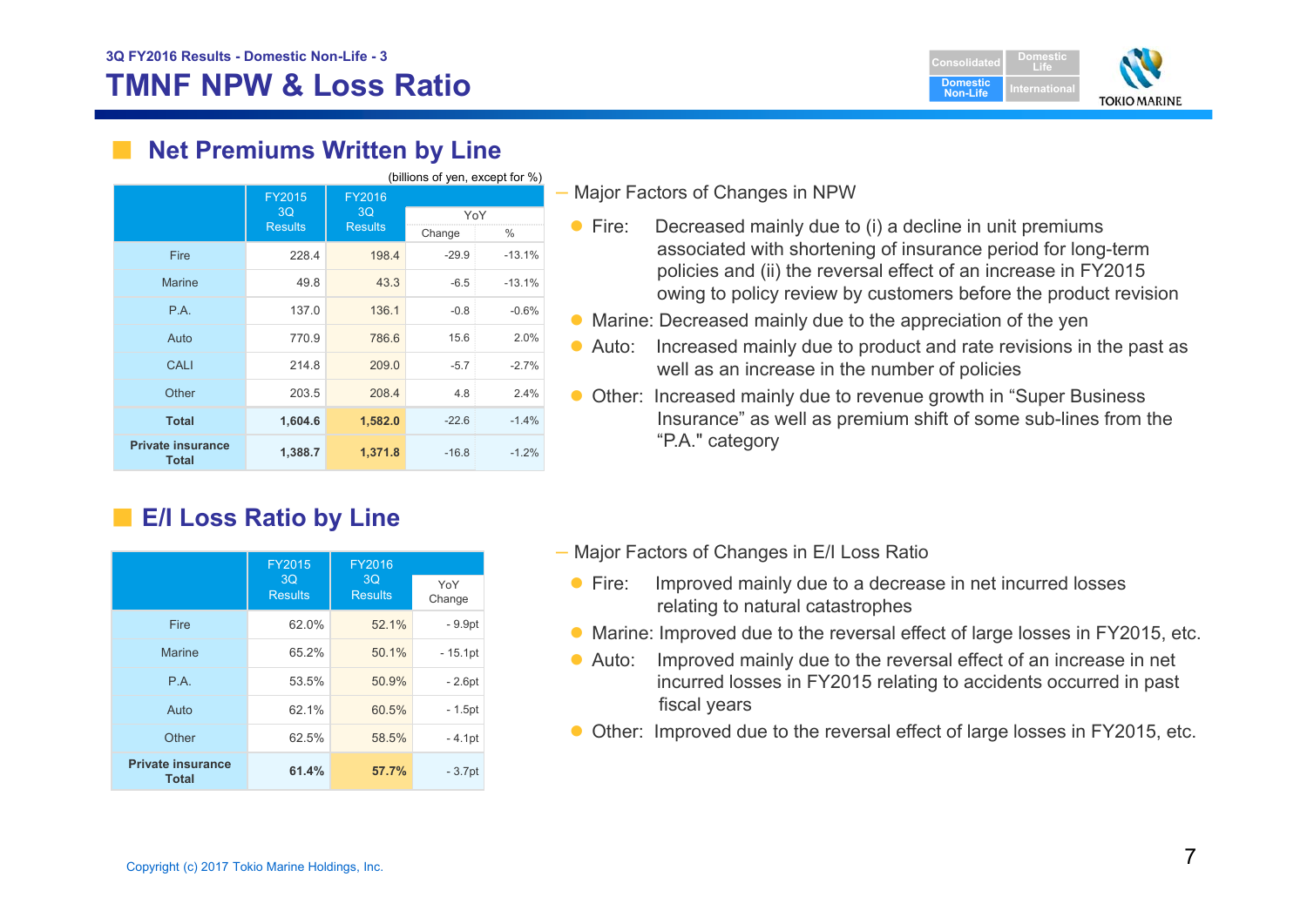3Q FY2016 Results - Domestic Non-Life - 3

# TMNF NPW & Loss Ratio

## Net Premiums Written by Line

(billions of yen, except for %)

| | FY2015 3Q Results | FY2016 3Q Results | YoY | |
|---|---|---|---|---|
| | | | Change | % |
| Fire | 228.4 | 198.4 | -29.9 | -13.1% |
| Marine | 49.8 | 43.3 | -6.5 | -13.1% |
| P.A. | 137.0 | 136.1 | -0.8 | -0.6% |
| Auto | 770.9 | 786.6 | 15.6 | 2.0% |
| CALI | 214.8 | 209.0 | -5.7 | -2.7% |
| Other | 203.5 | 208.4 | 4.8 | 2.4% |
| **Total** | **1,604.6** | **1,582.0** | -22.6 | -1.4% |
| **Private insurance Total** | **1,388.7** | **1,371.8** | -16.8 | -1.2% |

– Major Factors of Changes in NPW

- Fire: Decreased mainly due to (i) a decline in unit premiums associated with shortening of insurance period for long-term policies and (ii) the reversal effect of an increase in FY2015 owing to policy review by customers before the product revision
- Marine: Decreased mainly due to the appreciation of the yen
- Auto: Increased mainly due to product and rate revisions in the past as well as an increase in the number of policies
- Other: Increased mainly due to revenue growth in "Super Business Insurance" as well as premium shift of some sub-lines from the "P.A." category

## E/I Loss Ratio by Line

| | FY2015 3Q Results | FY2016 3Q Results | YoY Change |
|---|---|---|---|
| Fire | 62.0% | 52.1% | - 9.9pt |
| Marine | 65.2% | 50.1% | - 15.1pt |
| P.A. | 53.5% | 50.9% | - 2.6pt |
| Auto | 62.1% | 60.5% | - 1.5pt |
| Other | 62.5% | 58.5% | - 4.1pt |
| **Private insurance Total** | **61.4%** | **57.7%** | - 3.7pt |

– Major Factors of Changes in E/I Loss Ratio

- Fire: Improved mainly due to a decrease in net incurred losses relating to natural catastrophes
- Marine: Improved due to the reversal effect of large losses in FY2015, etc.
- Auto: Improved mainly due to the reversal effect of an increase in net incurred losses in FY2015 relating to accidents occurred in past fiscal years
- Other: Improved due to the reversal effect of large losses in FY2015, etc.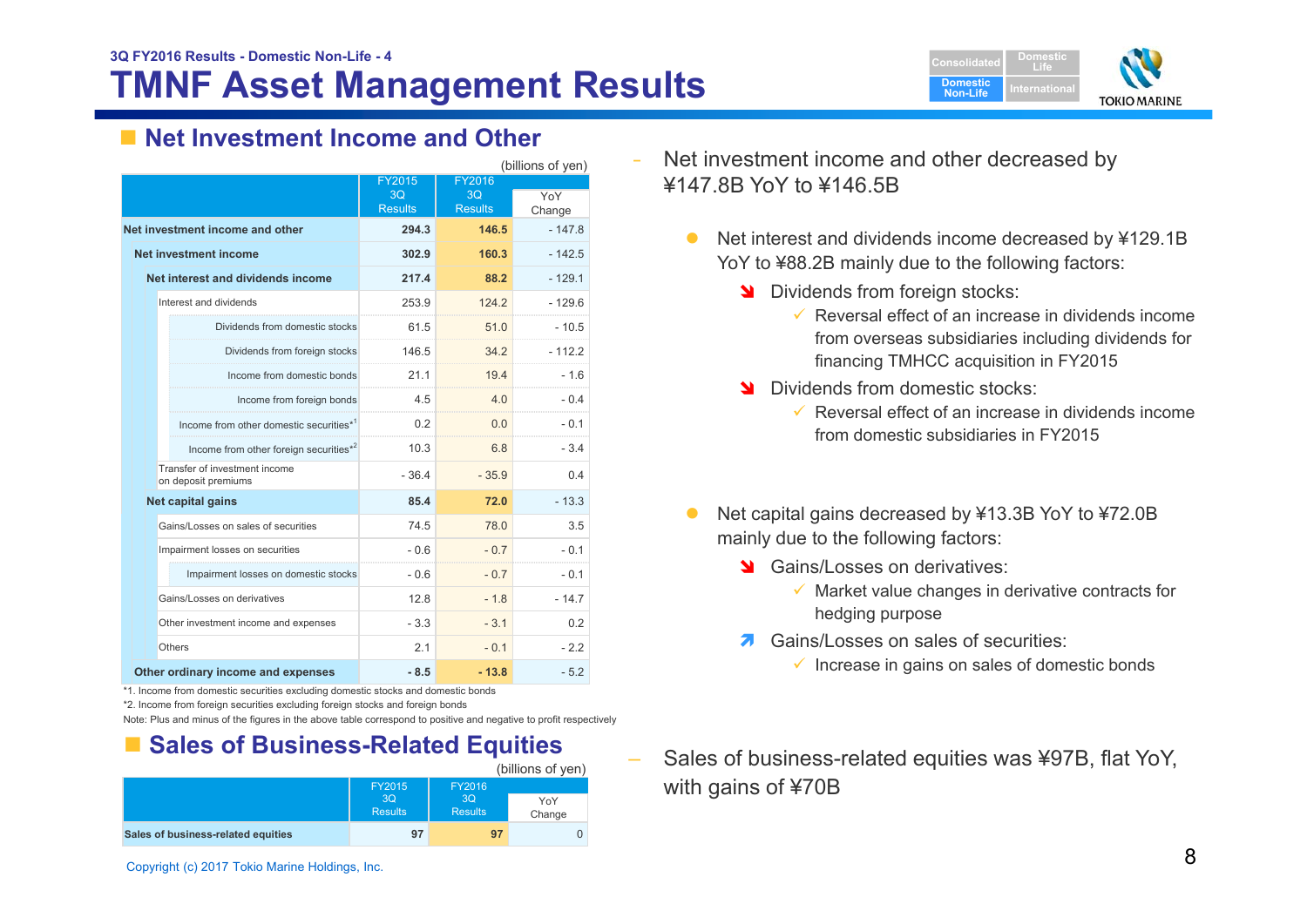3Q FY2016 Results - Domestic Non-Life - 4

# TMNF Asset Management Results

## Net Investment Income and Other

(billions of yen)

| | FY2015 3Q Results | FY2016 3Q Results | YoY Change |
|---|---|---|---|
| **Net investment income and other** | **294.3** | **146.5** | - 147.8 |
| **Net investment income** | **302.9** | **160.3** | - 142.5 |
| **Net interest and dividends income** | **217.4** | **88.2** | - 129.1 |
| Interest and dividends | 253.9 | 124.2 | - 129.6 |
| Dividends from domestic stocks | 61.5 | 51.0 | - 10.5 |
| Dividends from foreign stocks | 146.5 | 34.2 | - 112.2 |
| Income from domestic bonds | 21.1 | 19.4 | - 1.6 |
| Income from foreign bonds | 4.5 | 4.0 | - 0.4 |
| Income from other domestic securities*1 | 0.2 | 0.0 | - 0.1 |
| Income from other foreign securities*2 | 10.3 | 6.8 | - 3.4 |
| Transfer of investment income on deposit premiums | - 36.4 | - 35.9 | 0.4 |
| **Net capital gains** | **85.4** | **72.0** | - 13.3 |
| Gains/Losses on sales of securities | 74.5 | 78.0 | 3.5 |
| Impairment losses on securities | - 0.6 | - 0.7 | - 0.1 |
| Impairment losses on domestic stocks | - 0.6 | - 0.7 | - 0.1 |
| Gains/Losses on derivatives | 12.8 | - 1.8 | - 14.7 |
| Other investment income and expenses | - 3.3 | - 3.1 | 0.2 |
| Others | 2.1 | - 0.1 | - 2.2 |
| **Other ordinary income and expenses** | **- 8.5** | **- 13.8** | - 5.2 |

*1. Income from domestic securities excluding domestic stocks and domestic bonds
*2. Income from foreign securities excluding foreign stocks and foreign bonds
Note: Plus and minus of the figures in the above table correspond to positive and negative to profit respectively

- Net investment income and other decreased by ¥147.8B YoY to ¥146.5B
  - Net interest and dividends income decreased by ¥129.1B YoY to ¥88.2B mainly due to the following factors:
    - Dividends from foreign stocks:
      - ✓ Reversal effect of an increase in dividends income from overseas subsidiaries including dividends for financing TMHCC acquisition in FY2015
    - Dividends from domestic stocks:
      - ✓ Reversal effect of an increase in dividends income from domestic subsidiaries in FY2015
  - Net capital gains decreased by ¥13.3B YoY to ¥72.0B mainly due to the following factors:
    - Gains/Losses on derivatives:
      - ✓ Market value changes in derivative contracts for hedging purpose
    - Gains/Losses on sales of securities:
      - ✓ Increase in gains on sales of domestic bonds

## Sales of Business-Related Equities

(billions of yen)

| | FY2015 3Q Results | FY2016 3Q Results | YoY Change |
|---|---|---|---|
| **Sales of business-related equities** | 97 | 97 | 0 |

- Sales of business-related equities was ¥97B, flat YoY, with gains of ¥70B

Copyright (c) 2017 Tokio Marine Holdings, Inc.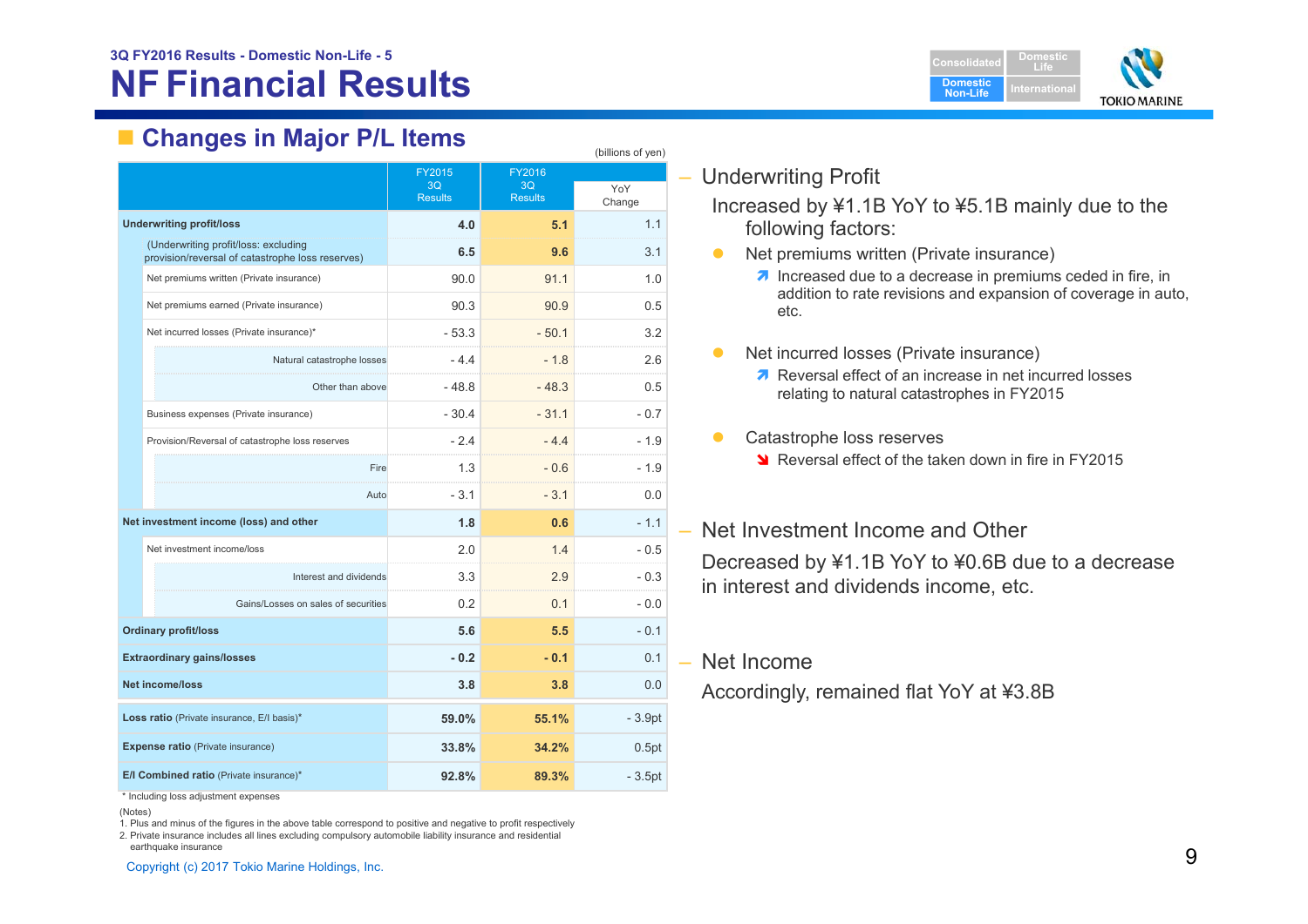3Q FY2016 Results - Domestic Non-Life - 5

# NF Financial Results

## Changes in Major P/L Items

(billions of yen)

| | FY2015 3Q Results | FY2016 3Q Results | YoY Change |
|---|---|---|---|
| **Underwriting profit/loss** | **4.0** | **5.1** | 1.1 |
| (Underwriting profit/loss: excluding provision/reversal of catastrophe loss reserves) | **6.5** | **9.6** | 3.1 |
| Net premiums written (Private insurance) | 90.0 | 91.1 | 1.0 |
| Net premiums earned (Private insurance) | 90.3 | 90.9 | 0.5 |
| Net incurred losses (Private insurance)* | - 53.3 | - 50.1 | 3.2 |
| Natural catastrophe losses | - 4.4 | - 1.8 | 2.6 |
| Other than above | - 48.8 | - 48.3 | 0.5 |
| Business expenses (Private insurance) | - 30.4 | - 31.1 | - 0.7 |
| Provision/Reversal of catastrophe loss reserves | - 2.4 | - 4.4 | - 1.9 |
| Fire | 1.3 | - 0.6 | - 1.9 |
| Auto | - 3.1 | - 3.1 | 0.0 |
| **Net investment income (loss) and other** | **1.8** | **0.6** | - 1.1 |
| Net investment income/loss | 2.0 | 1.4 | - 0.5 |
| Interest and dividends | 3.3 | 2.9 | - 0.3 |
| Gains/Losses on sales of securities | 0.2 | 0.1 | - 0.0 |
| **Ordinary profit/loss** | **5.6** | **5.5** | - 0.1 |
| **Extraordinary gains/losses** | **- 0.2** | **- 0.1** | 0.1 |
| **Net income/loss** | **3.8** | **3.8** | 0.0 |
| **Loss ratio** (Private insurance, E/I basis)* | **59.0%** | **55.1%** | - 3.9pt |
| **Expense ratio** (Private insurance) | **33.8%** | **34.2%** | 0.5pt |
| **E/I Combined ratio** (Private insurance)* | **92.8%** | **89.3%** | - 3.5pt |

\* Including loss adjustment expenses

(Notes)
1. Plus and minus of the figures in the above table correspond to positive and negative to profit respectively
2. Private insurance includes all lines excluding compulsory automobile liability insurance and residential earthquake insurance

– Underwriting Profit

Increased by ¥1.1B YoY to ¥5.1B mainly due to the following factors:

- Net premiums written (Private insurance)
  - ↗ Increased due to a decrease in premiums ceded in fire, in addition to rate revisions and expansion of coverage in auto, etc.
- Net incurred losses (Private insurance)
  - ↗ Reversal effect of an increase in net incurred losses relating to natural catastrophes in FY2015
- Catastrophe loss reserves
  - ↘ Reversal effect of the taken down in fire in FY2015

– Net Investment Income and Other

Decreased by ¥1.1B YoY to ¥0.6B due to a decrease in interest and dividends income, etc.

– Net Income

Accordingly, remained flat YoY at ¥3.8B

Copyright (c) 2017 Tokio Marine Holdings, Inc.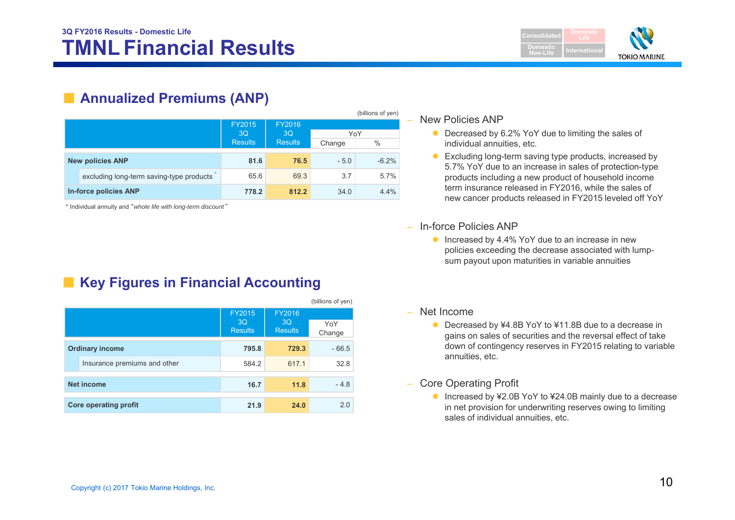3Q FY2016 Results - Domestic Life

# TMNL Financial Results

## Annualized Premiums (ANP)

(billions of yen)

| | FY2015 3Q Results | FY2016 3Q Results | YoY | |
|---|---|---|---|---|
| | | | Change | % |
| **New policies ANP** | **81.6** | **76.5** | - 5.0 | -6.2% |
| excluding long-term saving-type products * | 65.6 | 69.3 | 3.7 | 5.7% |
| **In-force policies ANP** | **778.2** | **812.2** | 34.0 | 4.4% |

\* Individual annuity and "*whole life with long-term discount*"

- New Policies ANP
  - Decreased by 6.2% YoY due to limiting the sales of individual annuities, etc.
  - Excluding long-term saving type products, increased by 5.7% YoY due to an increase in sales of protection-type products including a new product of household income term insurance released in FY2016, while the sales of new cancer products released in FY2015 leveled off YoY
- In-force Policies ANP
  - Increased by 4.4% YoY due to an increase in new policies exceeding the decrease associated with lump-sum payout upon maturities in variable annuities

## Key Figures in Financial Accounting

(billions of yen)

| | FY2015 3Q Results | FY2016 3Q Results | YoY Change |
|---|---|---|---|
| **Ordinary income** | **795.8** | **729.3** | - 66.5 |
| Insurance premiums and other | 584.2 | 617.1 | 32.8 |
| **Net income** | **16.7** | **11.8** | - 4.8 |
| **Core operating profit** | **21.9** | **24.0** | 2.0 |

- Net Income
  - Decreased by ¥4.8B YoY to ¥11.8B due to a decrease in gains on sales of securities and the reversal effect of take down of contingency reserves in FY2015 relating to variable annuities, etc.
- Core Operating Profit
  - Increased by ¥2.0B YoY to ¥24.0B mainly due to a decrease in net provision for underwriting reserves owing to limiting sales of individual annuities, etc.

Copyright (c) 2017 Tokio Marine Holdings, Inc.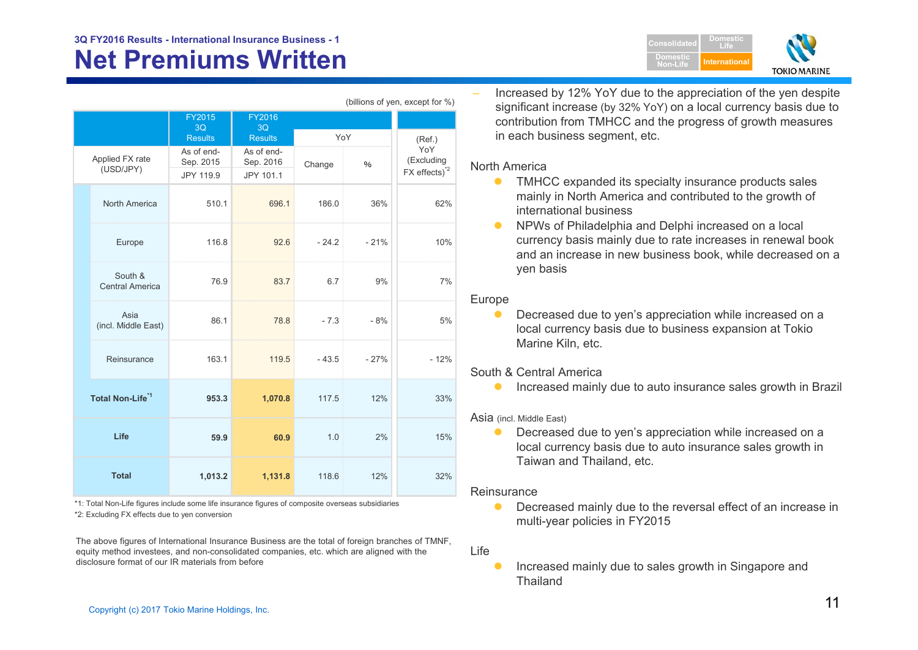3Q FY2016 Results - International Insurance Business - 1

# Net Premiums Written

(billions of yen, except for %)

| | FY2015 3Q Results | FY2016 3Q Results | YoY | | (Ref.) YoY (Excluding FX effects)[*2] |
|---|---|---|---|---|---|
| Applied FX rate (USD/JPY) | As of end-Sep. 2015 JPY 119.9 | As of end-Sep. 2016 JPY 101.1 | Change | % | |
| North America | 510.1 | 696.1 | 186.0 | 36% | 62% |
| Europe | 116.8 | 92.6 | - 24.2 | - 21% | 10% |
| South & Central America | 76.9 | 83.7 | 6.7 | 9% | 7% |
| Asia (incl. Middle East) | 86.1 | 78.8 | - 7.3 | - 8% | 5% |
| Reinsurance | 163.1 | 119.5 | - 43.5 | - 27% | - 12% |
| **Total Non-Life[*1]** | **953.3** | **1,070.8** | 117.5 | 12% | 33% |
| **Life** | **59.9** | **60.9** | 1.0 | 2% | 15% |
| **Total** | **1,013.2** | **1,131.8** | 118.6 | 12% | 32% |

*1: Total Non-Life figures include some life insurance figures of composite overseas subsidiaries

*2: Excluding FX effects due to yen conversion

The above figures of International Insurance Business are the total of foreign branches of TMNF, equity method investees, and non-consolidated companies, etc. which are aligned with the disclosure format of our IR materials from before

- Increased by 12% YoY due to the appreciation of the yen despite significant increase (by 32% YoY) on a local currency basis due to contribution from TMHCC and the progress of growth measures in each business segment, etc.

North America

- TMHCC expanded its specialty insurance products sales mainly in North America and contributed to the growth of international business
- NPWs of Philadelphia and Delphi increased on a local currency basis mainly due to rate increases in renewal book and an increase in new business book, while decreased on a yen basis

Europe

- Decreased due to yen's appreciation while increased on a local currency basis due to business expansion at Tokio Marine Kiln, etc.

South & Central America

- Increased mainly due to auto insurance sales growth in Brazil

Asia (incl. Middle East)

- Decreased due to yen's appreciation while increased on a local currency basis due to auto insurance sales growth in Taiwan and Thailand, etc.

Reinsurance

- Decreased mainly due to the reversal effect of an increase in multi-year policies in FY2015

Life

- Increased mainly due to sales growth in Singapore and Thailand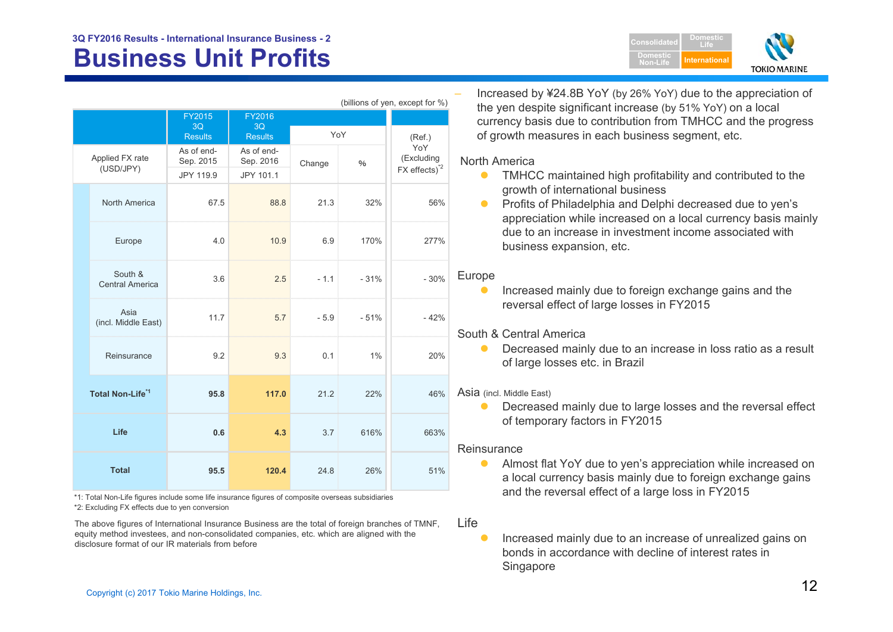3Q FY2016 Results - International Insurance Business - 2

# Business Unit Profits

(billions of yen, except for %)

| | FY2015 3Q Results | FY2016 3Q Results | YoY | | (Ref.) YoY (Excluding FX effects)*2 |
|---|---|---|---|---|---|
| Applied FX rate (USD/JPY) | As of end-Sep. 2015 | As of end-Sep. 2016 | Change | % | |
| | JPY 119.9 | JPY 101.1 | | | |
| North America | 67.5 | 88.8 | 21.3 | 32% | 56% |
| Europe | 4.0 | 10.9 | 6.9 | 170% | 277% |
| South & Central America | 3.6 | 2.5 | - 1.1 | - 31% | - 30% |
| Asia (incl. Middle East) | 11.7 | 5.7 | - 5.9 | - 51% | - 42% |
| Reinsurance | 9.2 | 9.3 | 0.1 | 1% | 20% |
| **Total Non-Life*1** | **95.8** | **117.0** | 21.2 | 22% | 46% |
| **Life** | **0.6** | **4.3** | 3.7 | 616% | 663% |
| **Total** | **95.5** | **120.4** | 24.8 | 26% | 51% |

*1: Total Non-Life figures include some life insurance figures of composite overseas subsidiaries

*2: Excluding FX effects due to yen conversion

The above figures of International Insurance Business are the total of foreign branches of TMNF, equity method investees, and non-consolidated companies, etc. which are aligned with the disclosure format of our IR materials from before

- Increased by ¥24.8B YoY (by 26% YoY) due to the appreciation of the yen despite significant increase (by 51% YoY) on a local currency basis due to contribution from TMHCC and the progress of growth measures in each business segment, etc.

North America
- TMHCC maintained high profitability and contributed to the growth of international business
- Profits of Philadelphia and Delphi decreased due to yen's appreciation while increased on a local currency basis mainly due to an increase in investment income associated with business expansion, etc.

Europe
- Increased mainly due to foreign exchange gains and the reversal effect of large losses in FY2015

South & Central America
- Decreased mainly due to an increase in loss ratio as a result of large losses etc. in Brazil

Asia (incl. Middle East)
- Decreased mainly due to large losses and the reversal effect of temporary factors in FY2015

Reinsurance
- Almost flat YoY due to yen's appreciation while increased on a local currency basis mainly due to foreign exchange gains and the reversal effect of a large loss in FY2015

Life
- Increased mainly due to an increase of unrealized gains on bonds in accordance with decline of interest rates in Singapore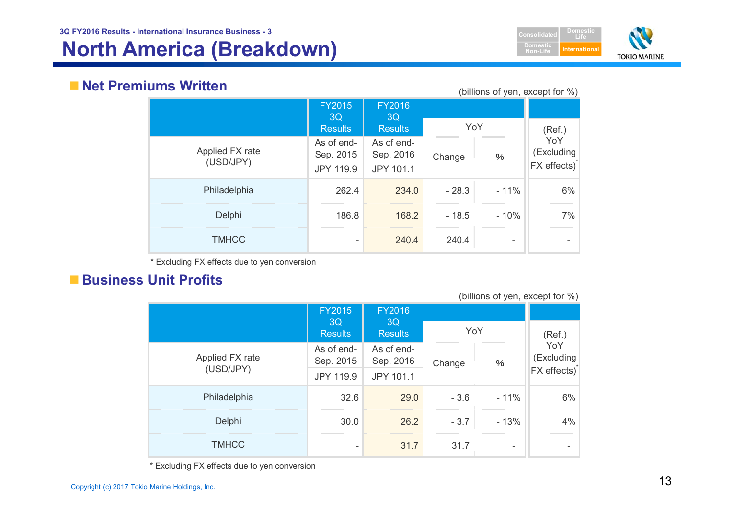# North America (Breakdown)

## Net Premiums Written

(billions of yen, except for %)

| | FY2015 3Q Results | FY2016 3Q Results | YoY | | (Ref.) YoY (Excluding FX effects)* |
|---|---|---|---|---|---|
| Applied FX rate (USD/JPY) | As of end-Sep. 2015 JPY 119.9 | As of end-Sep. 2016 JPY 101.1 | Change | % | |
| Philadelphia | 262.4 | 234.0 | - 28.3 | - 11% | 6% |
| Delphi | 186.8 | 168.2 | - 18.5 | - 10% | 7% |
| TMHCC | - | 240.4 | 240.4 | - | - |

* Excluding FX effects due to yen conversion

## Business Unit Profits

(billions of yen, except for %)

| | FY2015 3Q Results | FY2016 3Q Results | YoY | | (Ref.) YoY (Excluding FX effects)* |
|---|---|---|---|---|---|
| Applied FX rate (USD/JPY) | As of end-Sep. 2015 JPY 119.9 | As of end-Sep. 2016 JPY 101.1 | Change | % | |
| Philadelphia | 32.6 | 29.0 | - 3.6 | - 11% | 6% |
| Delphi | 30.0 | 26.2 | - 3.7 | - 13% | 4% |
| TMHCC | - | 31.7 | 31.7 | - | - |

* Excluding FX effects due to yen conversion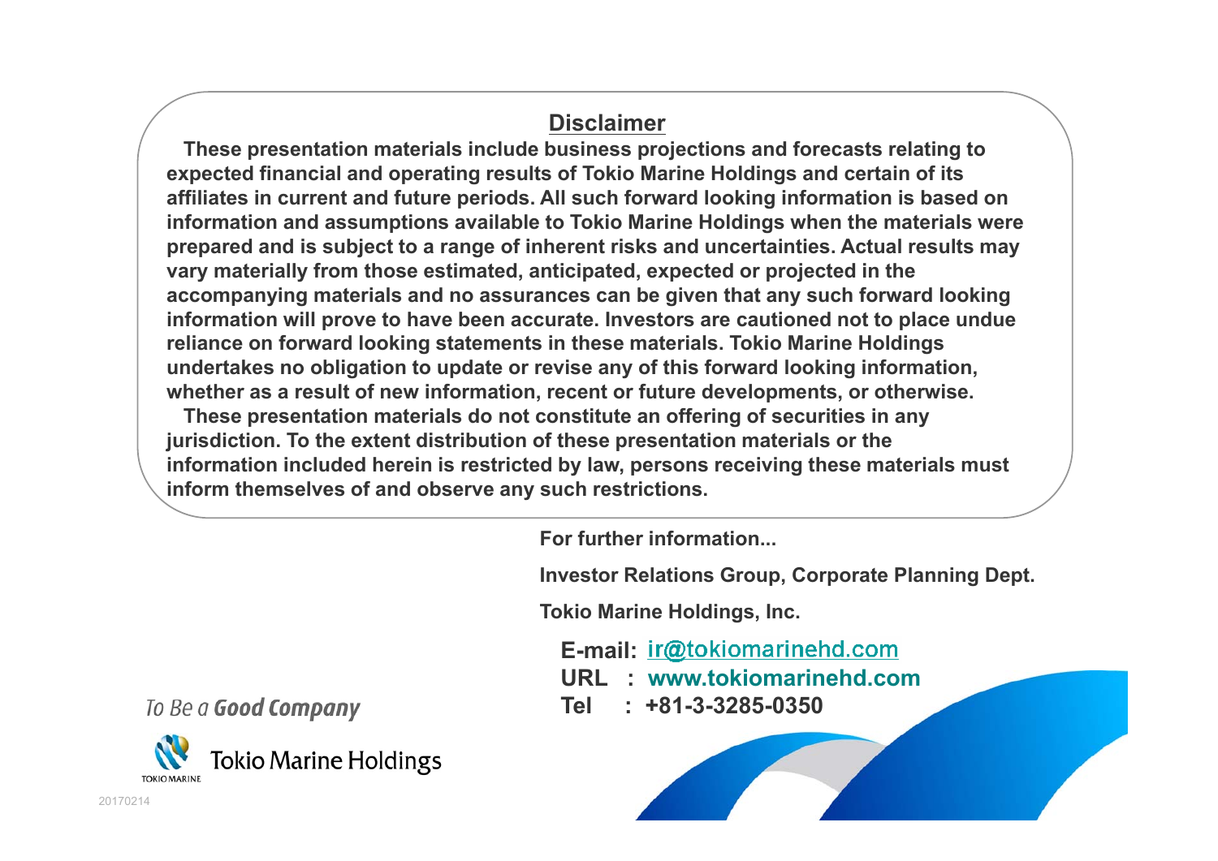## Disclaimer

These presentation materials include business projections and forecasts relating to expected financial and operating results of Tokio Marine Holdings and certain of its affiliates in current and future periods. All such forward looking information is based on information and assumptions available to Tokio Marine Holdings when the materials were prepared and is subject to a range of inherent risks and uncertainties. Actual results may vary materially from those estimated, anticipated, expected or projected in the accompanying materials and no assurances can be given that any such forward looking information will prove to have been accurate. Investors are cautioned not to place undue reliance on forward looking statements in these materials. Tokio Marine Holdings undertakes no obligation to update or revise any of this forward looking information, whether as a result of new information, recent or future developments, or otherwise.

These presentation materials do not constitute an offering of securities in any jurisdiction. To the extent distribution of these presentation materials or the information included herein is restricted by law, persons receiving these materials must inform themselves of and observe any such restrictions.

**For further information...**

**Investor Relations Group, Corporate Planning Dept.**

**Tokio Marine Holdings, Inc.**

**E-mail:** ir@tokiomarinehd.com
**URL :** www.tokiomarinehd.com
**Tel :** +81-3-3285-0350

*To Be a* ***Good Company***

Tokio Marine Holdings

20170214